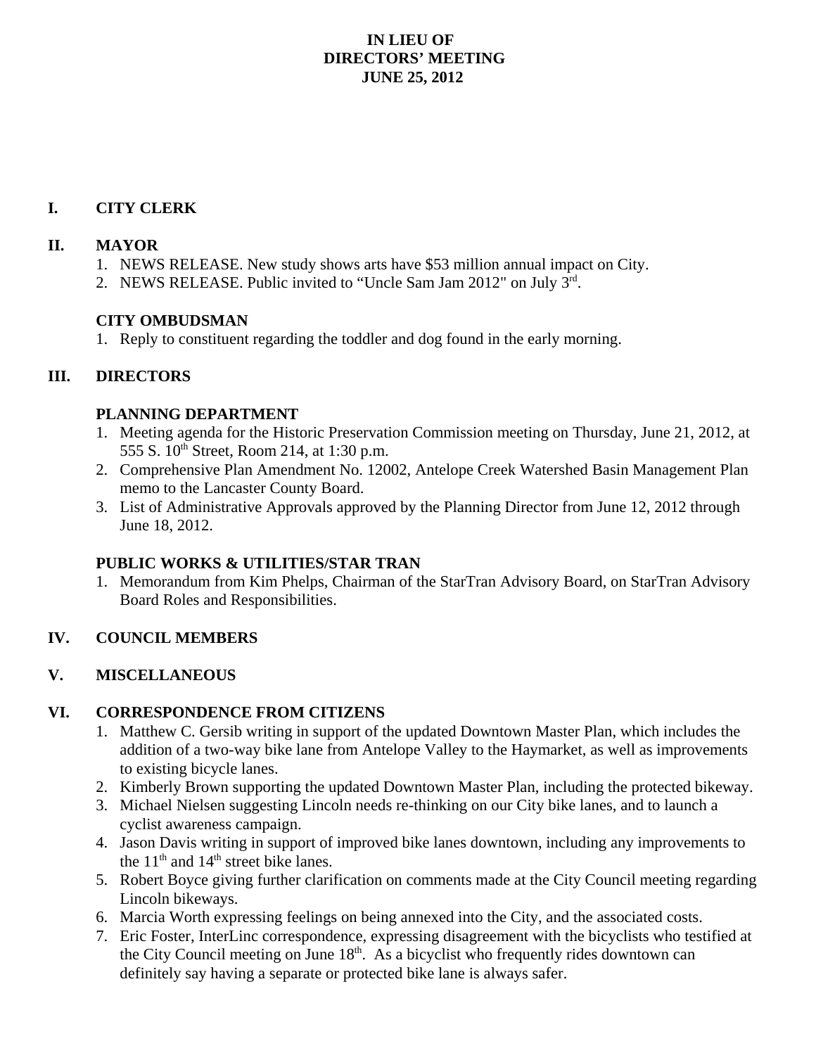# IN LIEU OF
# DIRECTORS' MEETING
# JUNE 25, 2012

## I. CITY CLERK

## II. MAYOR

1. NEWS RELEASE. New study shows arts have $53 million annual impact on City.
2. NEWS RELEASE. Public invited to "Uncle Sam Jam 2012" on July 3rd.

### CITY OMBUDSMAN

1. Reply to constituent regarding the toddler and dog found in the early morning.

## III. DIRECTORS

### PLANNING DEPARTMENT

1. Meeting agenda for the Historic Preservation Commission meeting on Thursday, June 21, 2012, at 555 S. 10th Street, Room 214, at 1:30 p.m.
2. Comprehensive Plan Amendment No. 12002, Antelope Creek Watershed Basin Management Plan memo to the Lancaster County Board.
3. List of Administrative Approvals approved by the Planning Director from June 12, 2012 through June 18, 2012.

### PUBLIC WORKS & UTILITIES/STAR TRAN

1. Memorandum from Kim Phelps, Chairman of the StarTran Advisory Board, on StarTran Advisory Board Roles and Responsibilities.

## IV. COUNCIL MEMBERS

## V. MISCELLANEOUS

## VI. CORRESPONDENCE FROM CITIZENS

1. Matthew C. Gersib writing in support of the updated Downtown Master Plan, which includes the addition of a two-way bike lane from Antelope Valley to the Haymarket, as well as improvements to existing bicycle lanes.
2. Kimberly Brown supporting the updated Downtown Master Plan, including the protected bikeway.
3. Michael Nielsen suggesting Lincoln needs re-thinking on our City bike lanes, and to launch a cyclist awareness campaign.
4. Jason Davis writing in support of improved bike lanes downtown, including any improvements to the 11th and 14th street bike lanes.
5. Robert Boyce giving further clarification on comments made at the City Council meeting regarding Lincoln bikeways.
6. Marcia Worth expressing feelings on being annexed into the City, and the associated costs.
7. Eric Foster, InterLinc correspondence, expressing disagreement with the bicyclists who testified at the City Council meeting on June 18th. As a bicyclist who frequently rides downtown can definitely say having a separate or protected bike lane is always safer.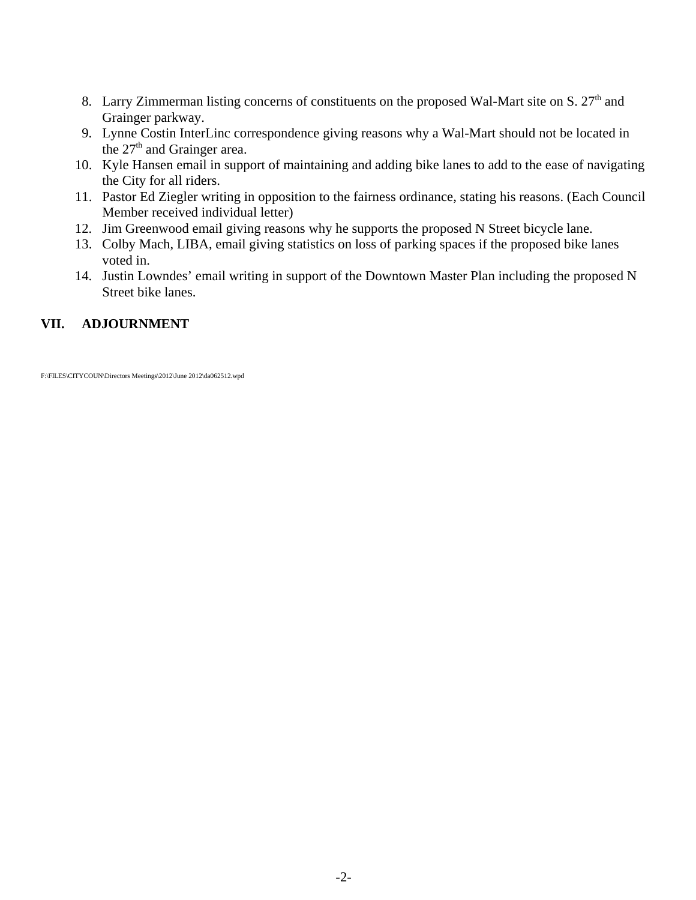8. Larry Zimmerman listing concerns of constituents on the proposed Wal-Mart site on S. 27th and Grainger parkway.
9. Lynne Costin InterLinc correspondence giving reasons why a Wal-Mart should not be located in the 27th and Grainger area.
10. Kyle Hansen email in support of maintaining and adding bike lanes to add to the ease of navigating the City for all riders.
11. Pastor Ed Ziegler writing in opposition to the fairness ordinance, stating his reasons. (Each Council Member received individual letter)
12. Jim Greenwood email giving reasons why he supports the proposed N Street bicycle lane.
13. Colby Mach, LIBA, email giving statistics on loss of parking spaces if the proposed bike lanes voted in.
14. Justin Lowndes' email writing in support of the Downtown Master Plan including the proposed N Street bike lanes.

## VII. ADJOURNMENT

F:\FILES\CITYCOUN\Directors Meetings\2012\June 2012\da062512.wpd